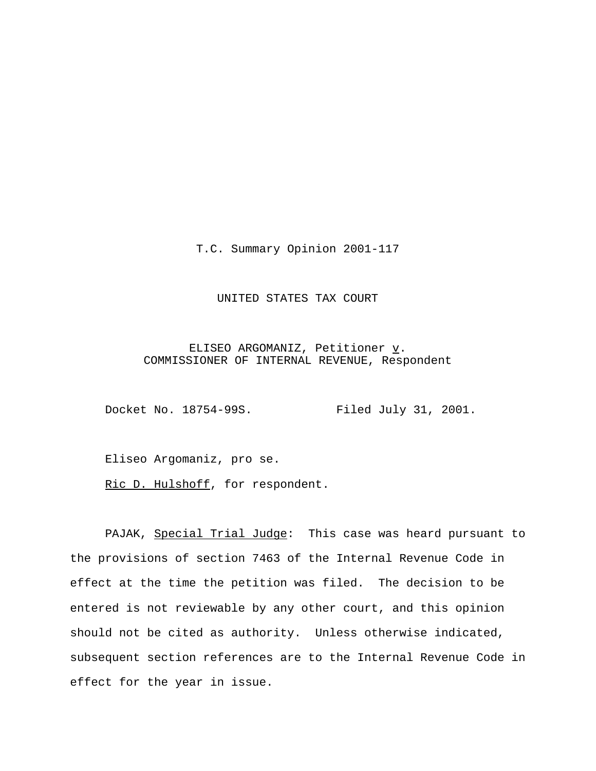T.C. Summary Opinion 2001-117

UNITED STATES TAX COURT

ELISEO ARGOMANIZ, Petitioner *v*.
COMMISSIONER OF INTERNAL REVENUE, Respondent

Docket No. 18754-99S. Filed July 31, 2001.

Eliseo Argomaniz, pro se.

Ric D. Hulshoff, for respondent.

PAJAK, *Special Trial Judge*: This case was heard pursuant to the provisions of section 7463 of the Internal Revenue Code in effect at the time the petition was filed. The decision to be entered is not reviewable by any other court, and this opinion should not be cited as authority. Unless otherwise indicated, subsequent section references are to the Internal Revenue Code in effect for the year in issue.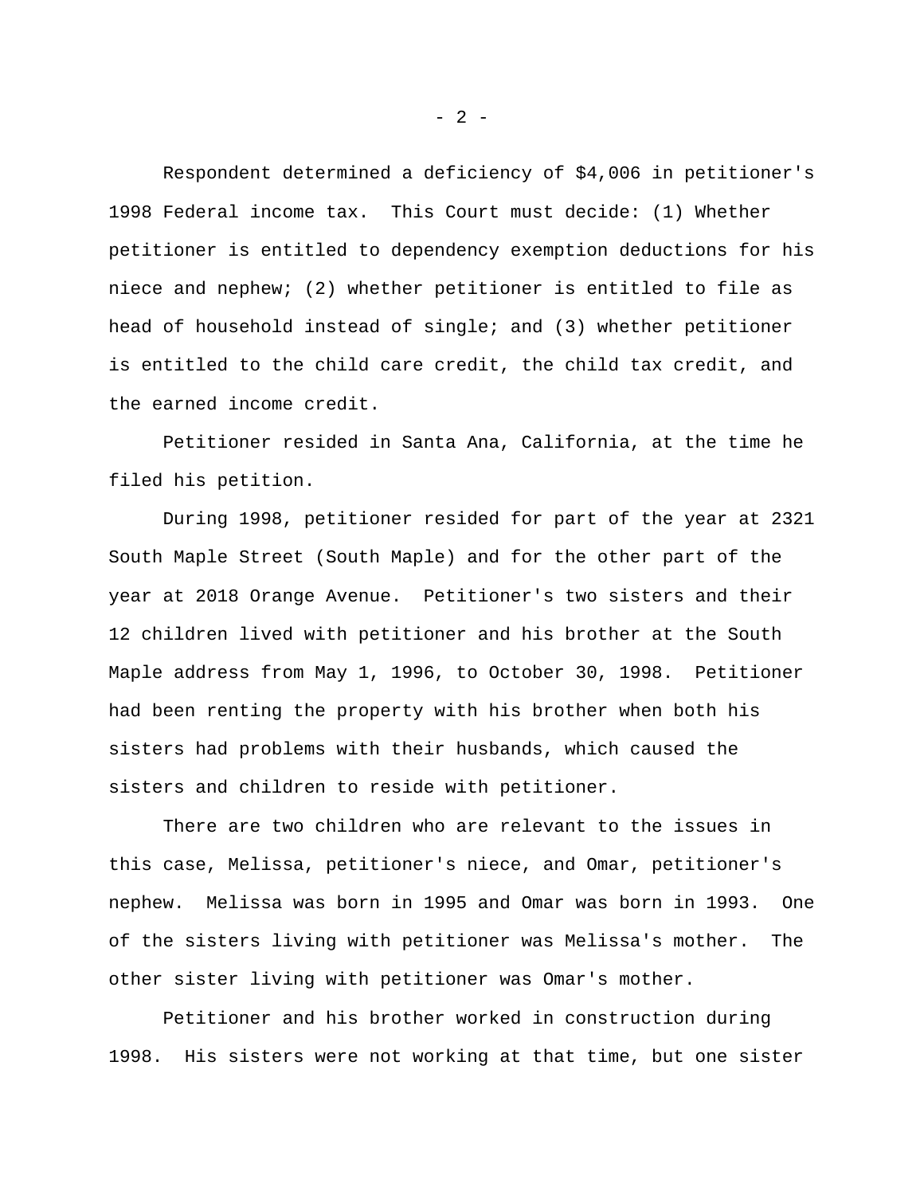Respondent determined a deficiency of $4,006 in petitioner's 1998 Federal income tax. This Court must decide: (1) Whether petitioner is entitled to dependency exemption deductions for his niece and nephew; (2) whether petitioner is entitled to file as head of household instead of single; and (3) whether petitioner is entitled to the child care credit, the child tax credit, and the earned income credit.

Petitioner resided in Santa Ana, California, at the time he filed his petition.

During 1998, petitioner resided for part of the year at 2321 South Maple Street (South Maple) and for the other part of the year at 2018 Orange Avenue. Petitioner's two sisters and their 12 children lived with petitioner and his brother at the South Maple address from May 1, 1996, to October 30, 1998. Petitioner had been renting the property with his brother when both his sisters had problems with their husbands, which caused the sisters and children to reside with petitioner.

There are two children who are relevant to the issues in this case, Melissa, petitioner's niece, and Omar, petitioner's nephew. Melissa was born in 1995 and Omar was born in 1993. One of the sisters living with petitioner was Melissa's mother. The other sister living with petitioner was Omar's mother.

Petitioner and his brother worked in construction during 1998. His sisters were not working at that time, but one sister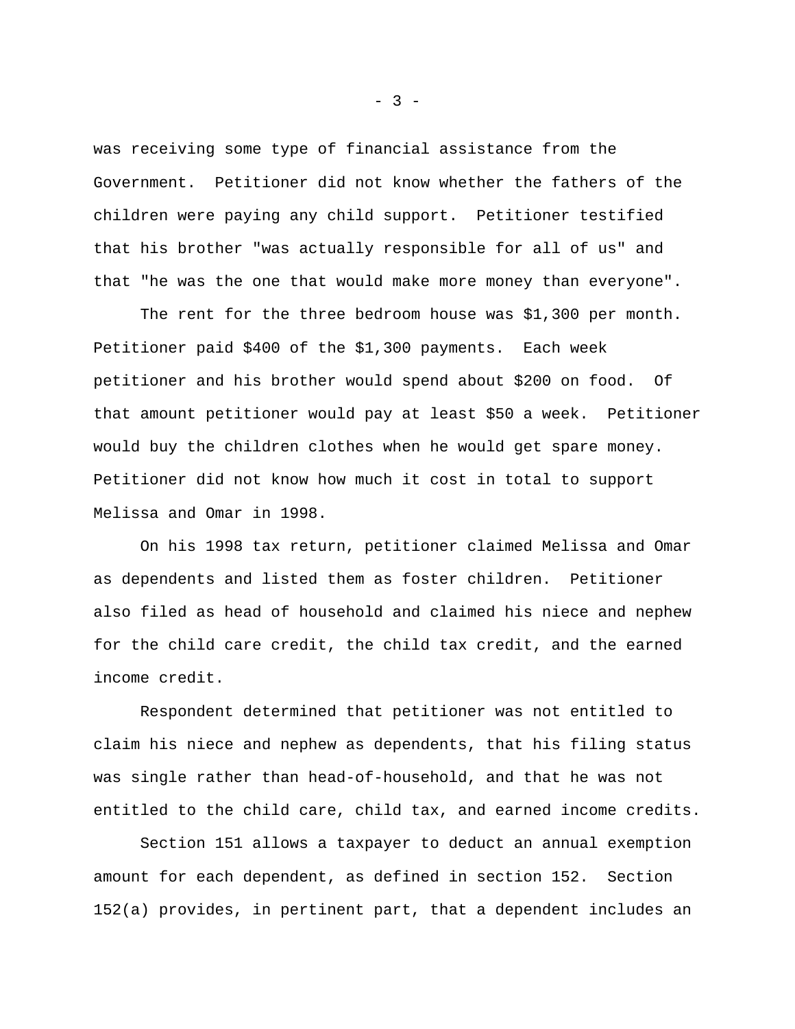was receiving some type of financial assistance from the Government. Petitioner did not know whether the fathers of the children were paying any child support. Petitioner testified that his brother "was actually responsible for all of us" and that "he was the one that would make more money than everyone".

The rent for the three bedroom house was $1,300 per month. Petitioner paid $400 of the $1,300 payments. Each week petitioner and his brother would spend about $200 on food. Of that amount petitioner would pay at least $50 a week. Petitioner would buy the children clothes when he would get spare money. Petitioner did not know how much it cost in total to support Melissa and Omar in 1998.

On his 1998 tax return, petitioner claimed Melissa and Omar as dependents and listed them as foster children. Petitioner also filed as head of household and claimed his niece and nephew for the child care credit, the child tax credit, and the earned income credit.

Respondent determined that petitioner was not entitled to claim his niece and nephew as dependents, that his filing status was single rather than head-of-household, and that he was not entitled to the child care, child tax, and earned income credits.

Section 151 allows a taxpayer to deduct an annual exemption amount for each dependent, as defined in section 152. Section 152(a) provides, in pertinent part, that a dependent includes an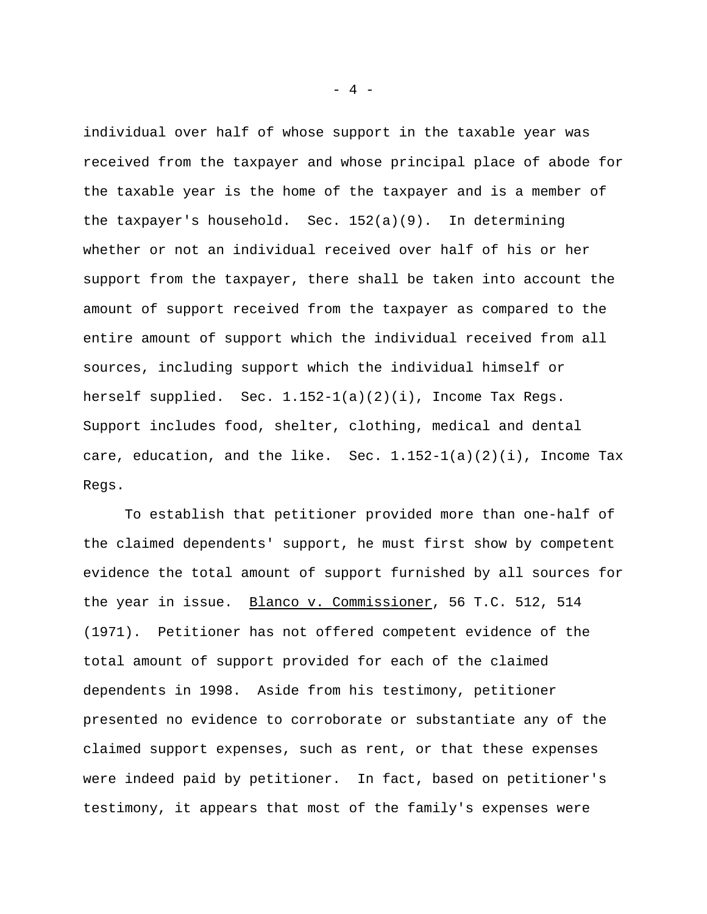individual over half of whose support in the taxable year was received from the taxpayer and whose principal place of abode for the taxable year is the home of the taxpayer and is a member of the taxpayer's household. Sec. 152(a)(9). In determining whether or not an individual received over half of his or her support from the taxpayer, there shall be taken into account the amount of support received from the taxpayer as compared to the entire amount of support which the individual received from all sources, including support which the individual himself or herself supplied. Sec. 1.152-1(a)(2)(i), Income Tax Regs. Support includes food, shelter, clothing, medical and dental care, education, and the like. Sec. 1.152-1(a)(2)(i), Income Tax Regs.

To establish that petitioner provided more than one-half of the claimed dependents' support, he must first show by competent evidence the total amount of support furnished by all sources for the year in issue. Blanco v. Commissioner, 56 T.C. 512, 514 (1971). Petitioner has not offered competent evidence of the total amount of support provided for each of the claimed dependents in 1998. Aside from his testimony, petitioner presented no evidence to corroborate or substantiate any of the claimed support expenses, such as rent, or that these expenses were indeed paid by petitioner. In fact, based on petitioner's testimony, it appears that most of the family's expenses were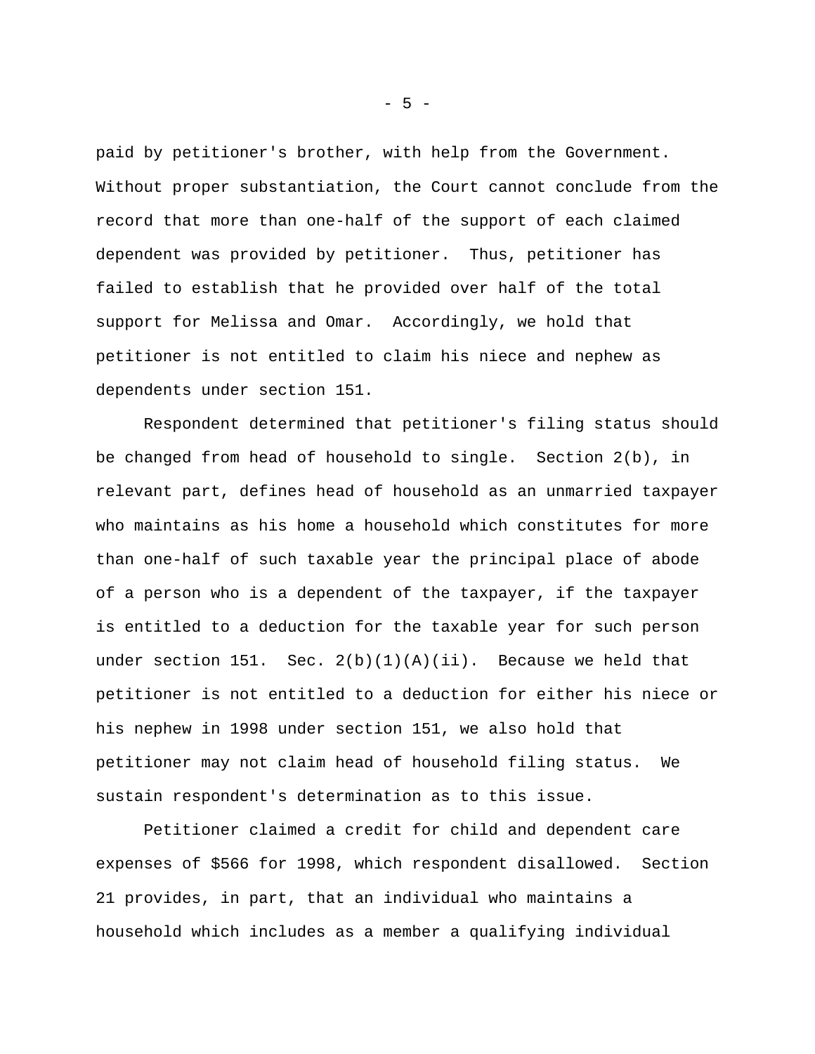paid by petitioner's brother, with help from the Government. Without proper substantiation, the Court cannot conclude from the record that more than one-half of the support of each claimed dependent was provided by petitioner. Thus, petitioner has failed to establish that he provided over half of the total support for Melissa and Omar. Accordingly, we hold that petitioner is not entitled to claim his niece and nephew as dependents under section 151.

Respondent determined that petitioner's filing status should be changed from head of household to single. Section 2(b), in relevant part, defines head of household as an unmarried taxpayer who maintains as his home a household which constitutes for more than one-half of such taxable year the principal place of abode of a person who is a dependent of the taxpayer, if the taxpayer is entitled to a deduction for the taxable year for such person under section 151. Sec. 2(b)(1)(A)(ii). Because we held that petitioner is not entitled to a deduction for either his niece or his nephew in 1998 under section 151, we also hold that petitioner may not claim head of household filing status. We sustain respondent's determination as to this issue.

Petitioner claimed a credit for child and dependent care expenses of $566 for 1998, which respondent disallowed. Section 21 provides, in part, that an individual who maintains a household which includes as a member a qualifying individual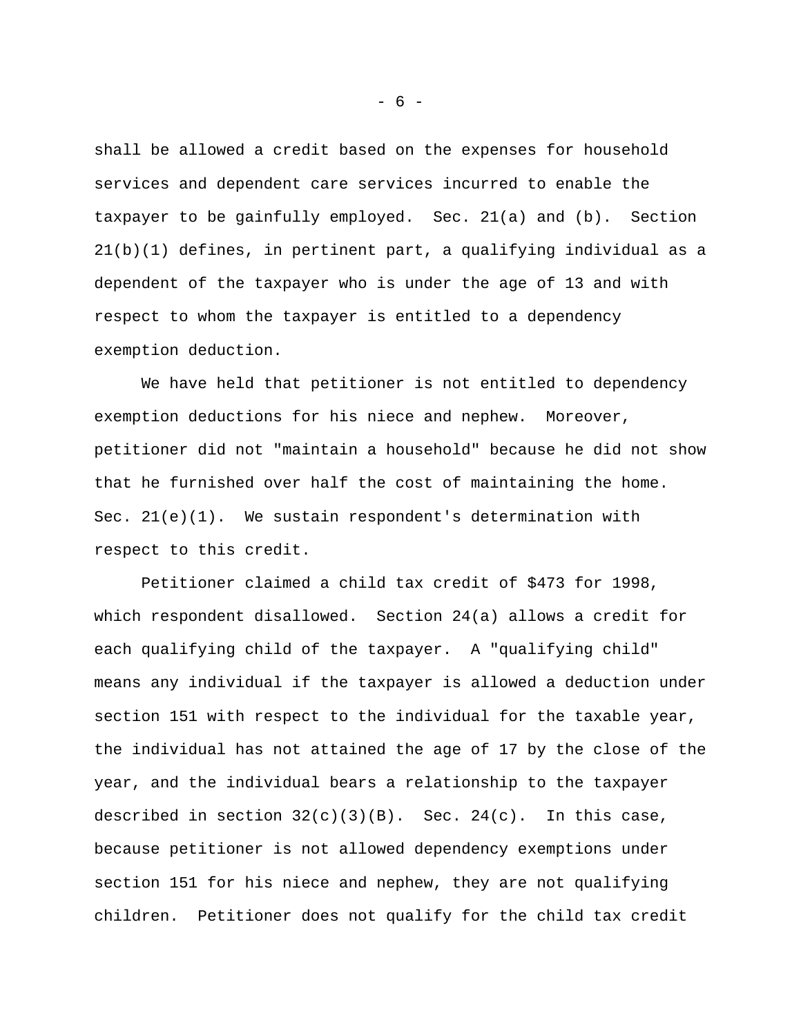shall be allowed a credit based on the expenses for household services and dependent care services incurred to enable the taxpayer to be gainfully employed. Sec. 21(a) and (b). Section 21(b)(1) defines, in pertinent part, a qualifying individual as a dependent of the taxpayer who is under the age of 13 and with respect to whom the taxpayer is entitled to a dependency exemption deduction.

We have held that petitioner is not entitled to dependency exemption deductions for his niece and nephew. Moreover, petitioner did not "maintain a household" because he did not show that he furnished over half the cost of maintaining the home. Sec. 21(e)(1). We sustain respondent's determination with respect to this credit.

Petitioner claimed a child tax credit of $473 for 1998, which respondent disallowed. Section 24(a) allows a credit for each qualifying child of the taxpayer. A "qualifying child" means any individual if the taxpayer is allowed a deduction under section 151 with respect to the individual for the taxable year, the individual has not attained the age of 17 by the close of the year, and the individual bears a relationship to the taxpayer described in section 32(c)(3)(B). Sec. 24(c). In this case, because petitioner is not allowed dependency exemptions under section 151 for his niece and nephew, they are not qualifying children. Petitioner does not qualify for the child tax credit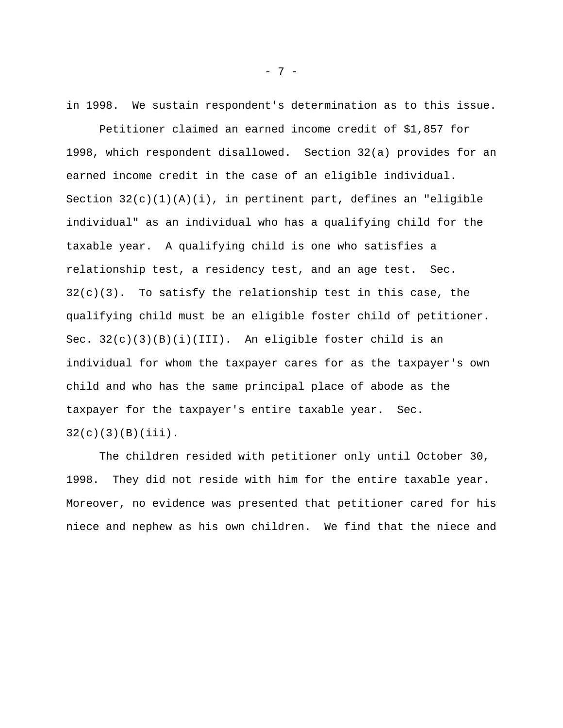in 1998. We sustain respondent's determination as to this issue.

Petitioner claimed an earned income credit of $1,857 for 1998, which respondent disallowed. Section 32(a) provides for an earned income credit in the case of an eligible individual. Section 32(c)(1)(A)(i), in pertinent part, defines an "eligible individual" as an individual who has a qualifying child for the taxable year. A qualifying child is one who satisfies a relationship test, a residency test, and an age test. Sec. 32(c)(3). To satisfy the relationship test in this case, the qualifying child must be an eligible foster child of petitioner. Sec. 32(c)(3)(B)(i)(III). An eligible foster child is an individual for whom the taxpayer cares for as the taxpayer's own child and who has the same principal place of abode as the taxpayer for the taxpayer's entire taxable year. Sec. 32(c)(3)(B)(iii).

The children resided with petitioner only until October 30, 1998. They did not reside with him for the entire taxable year. Moreover, no evidence was presented that petitioner cared for his niece and nephew as his own children. We find that the niece and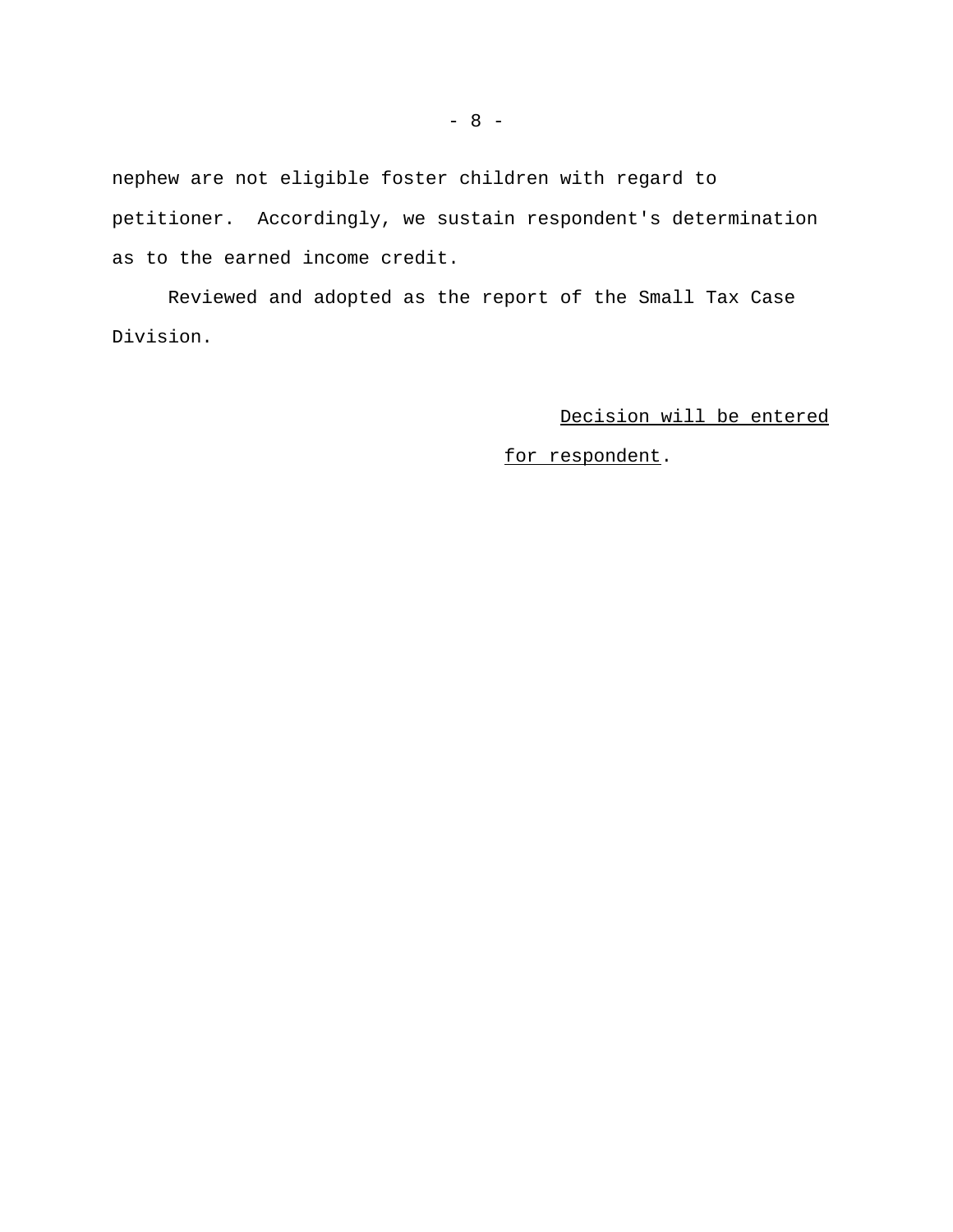nephew are not eligible foster children with regard to petitioner. Accordingly, we sustain respondent's determination as to the earned income credit.

Reviewed and adopted as the report of the Small Tax Case Division.

Decision will be entered for respondent.